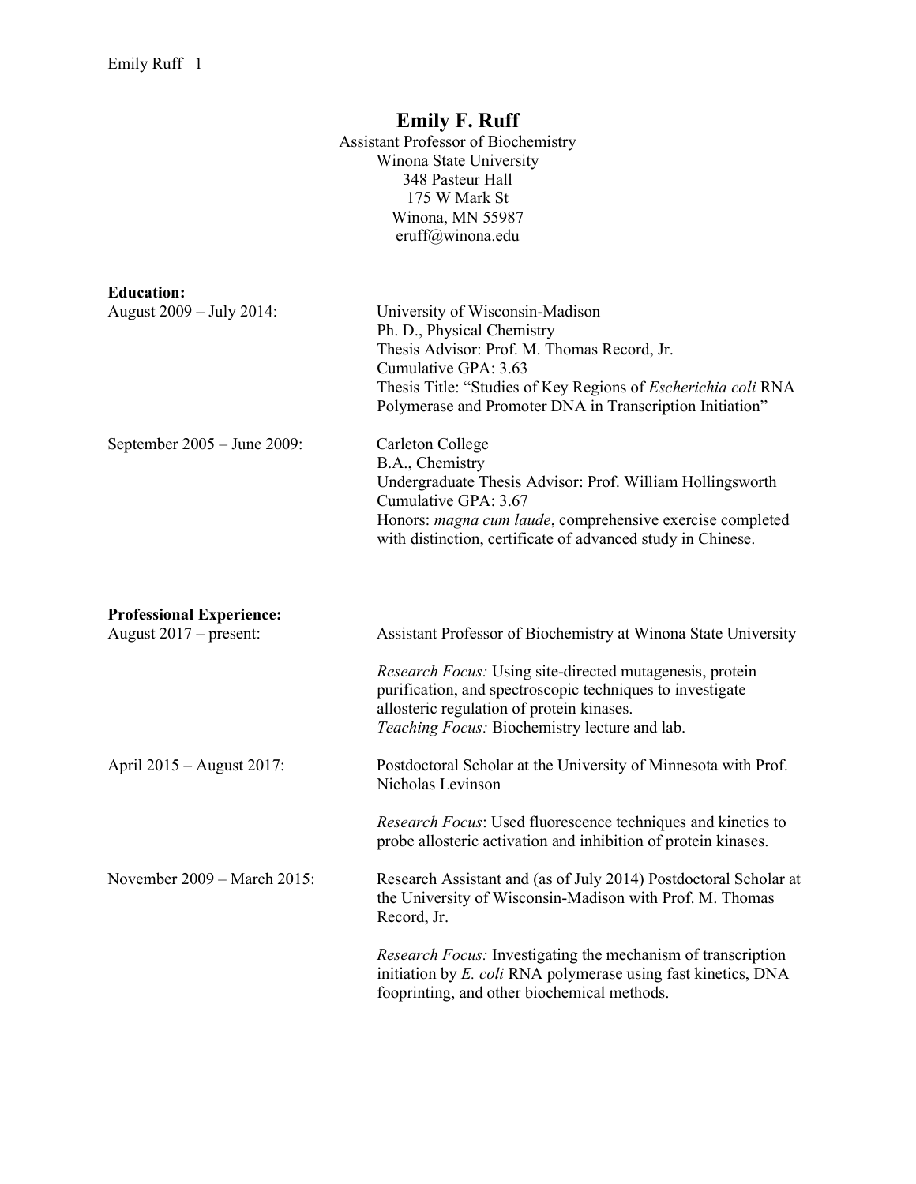# Emily F. Ruff

Assistant Professor of Biochemistry
Winona State University
348 Pasteur Hall
175 W Mark St
Winona, MN 55987
eruff@winona.edu

**Education:**

August 2009 – July 2014:
University of Wisconsin-Madison
Ph. D., Physical Chemistry
Thesis Advisor: Prof. M. Thomas Record, Jr.
Cumulative GPA: 3.63
Thesis Title: "Studies of Key Regions of *Escherichia coli* RNA Polymerase and Promoter DNA in Transcription Initiation"

September 2005 – June 2009:
Carleton College
B.A., Chemistry
Undergraduate Thesis Advisor: Prof. William Hollingsworth
Cumulative GPA: 3.67
Honors: *magna cum laude*, comprehensive exercise completed with distinction, certificate of advanced study in Chinese.

**Professional Experience:**

August 2017 – present:
Assistant Professor of Biochemistry at Winona State University

*Research Focus:* Using site-directed mutagenesis, protein purification, and spectroscopic techniques to investigate allosteric regulation of protein kinases.
*Teaching Focus:* Biochemistry lecture and lab.

April 2015 – August 2017:
Postdoctoral Scholar at the University of Minnesota with Prof. Nicholas Levinson

*Research Focus*: Used fluorescence techniques and kinetics to probe allosteric activation and inhibition of protein kinases.

November 2009 – March 2015:
Research Assistant and (as of July 2014) Postdoctoral Scholar at the University of Wisconsin-Madison with Prof. M. Thomas Record, Jr.

*Research Focus:* Investigating the mechanism of transcription initiation by *E. coli* RNA polymerase using fast kinetics, DNA fooprinting, and other biochemical methods.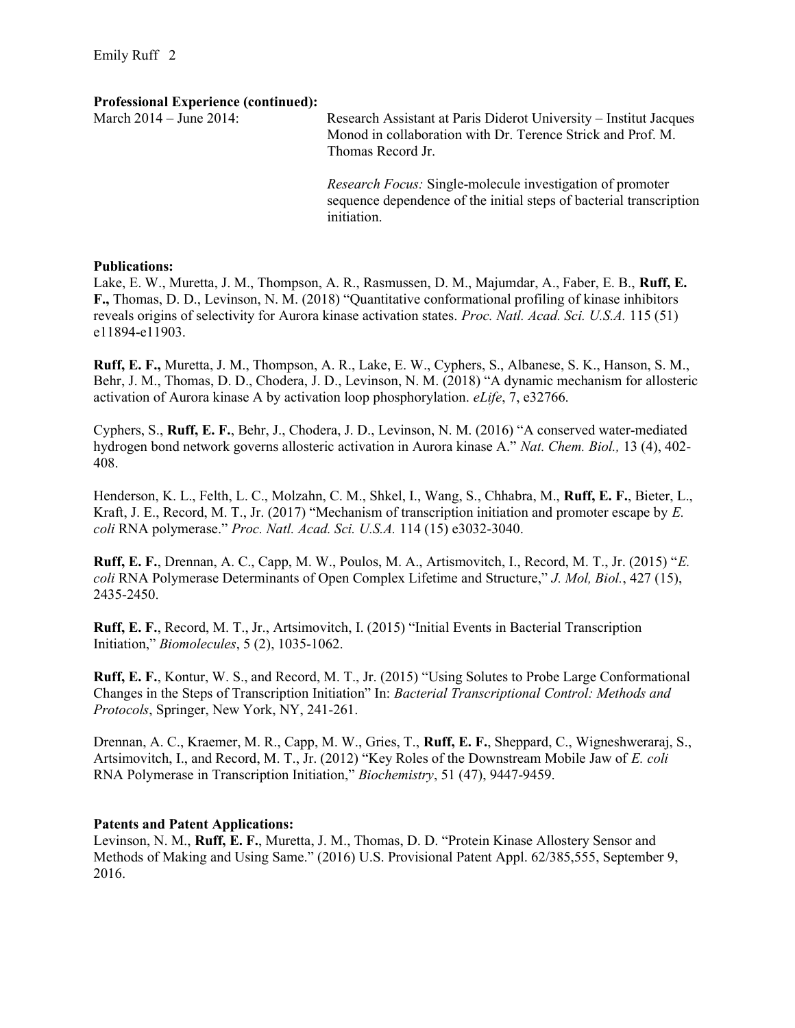**Professional Experience (continued):**

March 2014 – June 2014: Research Assistant at Paris Diderot University – Institut Jacques Monod in collaboration with Dr. Terence Strick and Prof. M. Thomas Record Jr.

*Research Focus:* Single-molecule investigation of promoter sequence dependence of the initial steps of bacterial transcription initiation.

**Publications:**

Lake, E. W., Muretta, J. M., Thompson, A. R., Rasmussen, D. M., Majumdar, A., Faber, E. B., **Ruff, E. F.,** Thomas, D. D., Levinson, N. M. (2018) "Quantitative conformational profiling of kinase inhibitors reveals origins of selectivity for Aurora kinase activation states. *Proc. Natl. Acad. Sci. U.S.A.* 115 (51) e11894-e11903.

**Ruff, E. F.,** Muretta, J. M., Thompson, A. R., Lake, E. W., Cyphers, S., Albanese, S. K., Hanson, S. M., Behr, J. M., Thomas, D. D., Chodera, J. D., Levinson, N. M. (2018) "A dynamic mechanism for allosteric activation of Aurora kinase A by activation loop phosphorylation. *eLife*, 7, e32766.

Cyphers, S., **Ruff, E. F.**, Behr, J., Chodera, J. D., Levinson, N. M. (2016) "A conserved water-mediated hydrogen bond network governs allosteric activation in Aurora kinase A." *Nat. Chem. Biol.,* 13 (4), 402-408.

Henderson, K. L., Felth, L. C., Molzahn, C. M., Shkel, I., Wang, S., Chhabra, M., **Ruff, E. F.**, Bieter, L., Kraft, J. E., Record, M. T., Jr. (2017) "Mechanism of transcription initiation and promoter escape by *E. coli* RNA polymerase." *Proc. Natl. Acad. Sci. U.S.A.* 114 (15) e3032-3040.

**Ruff, E. F.**, Drennan, A. C., Capp, M. W., Poulos, M. A., Artismovitch, I., Record, M. T., Jr. (2015) "*E. coli* RNA Polymerase Determinants of Open Complex Lifetime and Structure," *J. Mol, Biol.*, 427 (15), 2435-2450.

**Ruff, E. F.**, Record, M. T., Jr., Artsimovitch, I. (2015) "Initial Events in Bacterial Transcription Initiation," *Biomolecules*, 5 (2), 1035-1062.

**Ruff, E. F.**, Kontur, W. S., and Record, M. T., Jr. (2015) "Using Solutes to Probe Large Conformational Changes in the Steps of Transcription Initiation" In: *Bacterial Transcriptional Control: Methods and Protocols*, Springer, New York, NY, 241-261.

Drennan, A. C., Kraemer, M. R., Capp, M. W., Gries, T., **Ruff, E. F.**, Sheppard, C., Wigneshweraraj, S., Artsimovitch, I., and Record, M. T., Jr. (2012) "Key Roles of the Downstream Mobile Jaw of *E. coli* RNA Polymerase in Transcription Initiation," *Biochemistry*, 51 (47), 9447-9459.

**Patents and Patent Applications:**

Levinson, N. M., **Ruff, E. F.**, Muretta, J. M., Thomas, D. D. "Protein Kinase Allostery Sensor and Methods of Making and Using Same." (2016) U.S. Provisional Patent Appl. 62/385,555, September 9, 2016.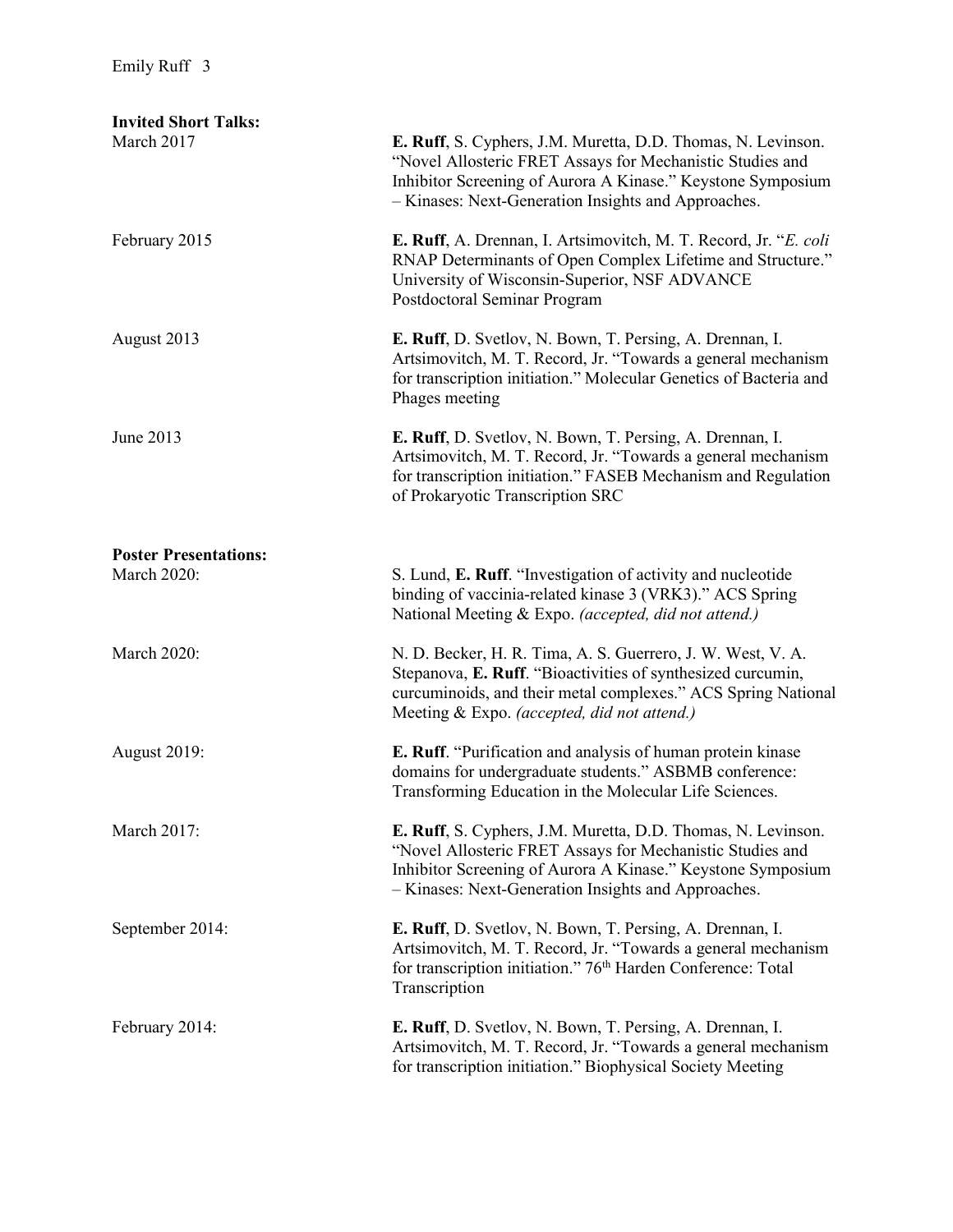**Invited Short Talks:**

March 2017 — **E. Ruff**, S. Cyphers, J.M. Muretta, D.D. Thomas, N. Levinson. "Novel Allosteric FRET Assays for Mechanistic Studies and Inhibitor Screening of Aurora A Kinase." Keystone Symposium – Kinases: Next-Generation Insights and Approaches.

February 2015 — **E. Ruff**, A. Drennan, I. Artsimovitch, M. T. Record, Jr. "*E. coli* RNAP Determinants of Open Complex Lifetime and Structure." University of Wisconsin-Superior, NSF ADVANCE Postdoctoral Seminar Program

August 2013 — **E. Ruff**, D. Svetlov, N. Bown, T. Persing, A. Drennan, I. Artsimovitch, M. T. Record, Jr. "Towards a general mechanism for transcription initiation." Molecular Genetics of Bacteria and Phages meeting

June 2013 — **E. Ruff**, D. Svetlov, N. Bown, T. Persing, A. Drennan, I. Artsimovitch, M. T. Record, Jr. "Towards a general mechanism for transcription initiation." FASEB Mechanism and Regulation of Prokaryotic Transcription SRC

**Poster Presentations:**

March 2020: — S. Lund, **E. Ruff**. "Investigation of activity and nucleotide binding of vaccinia-related kinase 3 (VRK3)." ACS Spring National Meeting & Expo. *(accepted, did not attend.)*

March 2020: — N. D. Becker, H. R. Tima, A. S. Guerrero, J. W. West, V. A. Stepanova, **E. Ruff**. "Bioactivities of synthesized curcumin, curcuminoids, and their metal complexes." ACS Spring National Meeting & Expo. *(accepted, did not attend.)*

August 2019: — **E. Ruff**. "Purification and analysis of human protein kinase domains for undergraduate students." ASBMB conference: Transforming Education in the Molecular Life Sciences.

March 2017: — **E. Ruff**, S. Cyphers, J.M. Muretta, D.D. Thomas, N. Levinson. "Novel Allosteric FRET Assays for Mechanistic Studies and Inhibitor Screening of Aurora A Kinase." Keystone Symposium – Kinases: Next-Generation Insights and Approaches.

September 2014: — **E. Ruff**, D. Svetlov, N. Bown, T. Persing, A. Drennan, I. Artsimovitch, M. T. Record, Jr. "Towards a general mechanism for transcription initiation." 76th Harden Conference: Total Transcription

February 2014: — **E. Ruff**, D. Svetlov, N. Bown, T. Persing, A. Drennan, I. Artsimovitch, M. T. Record, Jr. "Towards a general mechanism for transcription initiation." Biophysical Society Meeting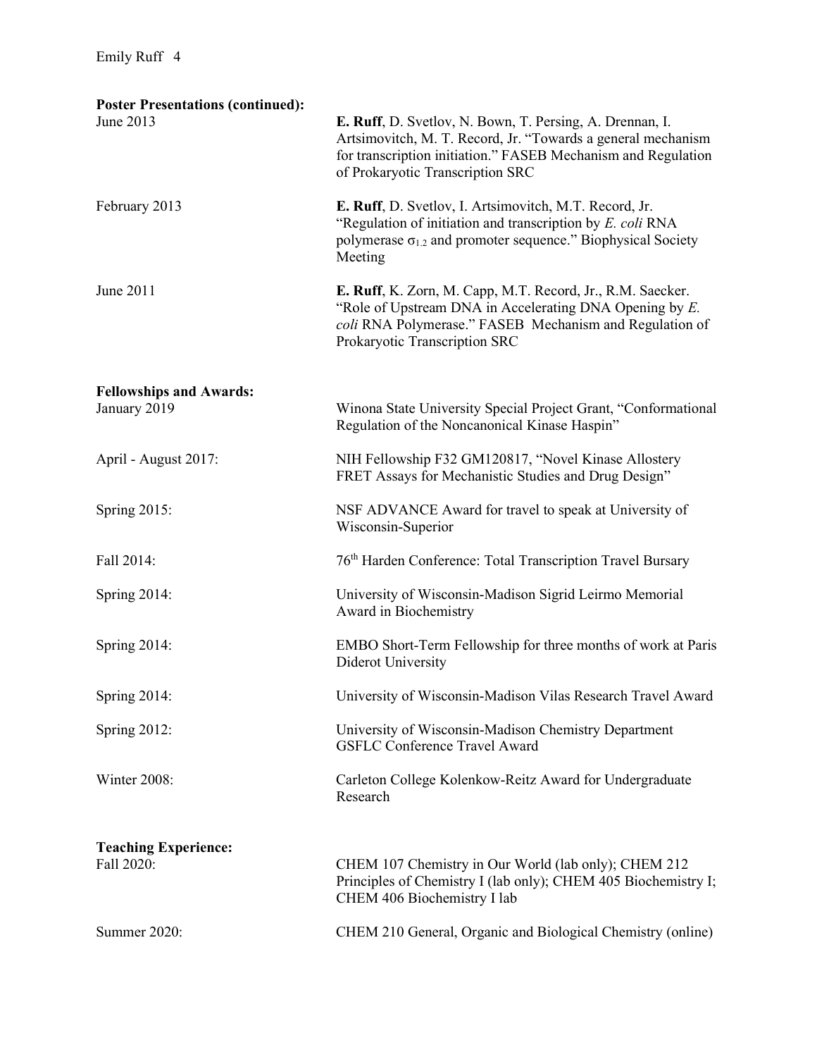## Poster Presentations (continued):

June 2013 — **E. Ruff**, D. Svetlov, N. Bown, T. Persing, A. Drennan, I. Artsimovitch, M. T. Record, Jr. "Towards a general mechanism for transcription initiation." FASEB Mechanism and Regulation of Prokaryotic Transcription SRC

February 2013 — **E. Ruff**, D. Svetlov, I. Artsimovitch, M.T. Record, Jr. "Regulation of initiation and transcription by *E. coli* RNA polymerase $\sigma_{1.2}$ and promoter sequence." Biophysical Society Meeting

June 2011 — **E. Ruff**, K. Zorn, M. Capp, M.T. Record, Jr., R.M. Saecker. "Role of Upstream DNA in Accelerating DNA Opening by *E. coli* RNA Polymerase." FASEB Mechanism and Regulation of Prokaryotic Transcription SRC

## Fellowships and Awards:

January 2019 — Winona State University Special Project Grant, "Conformational Regulation of the Noncanonical Kinase Haspin"

April - August 2017: — NIH Fellowship F32 GM120817, "Novel Kinase Allostery FRET Assays for Mechanistic Studies and Drug Design"

Spring 2015: — NSF ADVANCE Award for travel to speak at University of Wisconsin-Superior

Fall 2014: — 76th Harden Conference: Total Transcription Travel Bursary

Spring 2014: — University of Wisconsin-Madison Sigrid Leirmo Memorial Award in Biochemistry

Spring 2014: — EMBO Short-Term Fellowship for three months of work at Paris Diderot University

Spring 2014: — University of Wisconsin-Madison Vilas Research Travel Award

Spring 2012: — University of Wisconsin-Madison Chemistry Department GSFLC Conference Travel Award

Winter 2008: — Carleton College Kolenkow-Reitz Award for Undergraduate Research

## Teaching Experience:

Fall 2020: — CHEM 107 Chemistry in Our World (lab only); CHEM 212 Principles of Chemistry I (lab only); CHEM 405 Biochemistry I; CHEM 406 Biochemistry I lab

Summer 2020: — CHEM 210 General, Organic and Biological Chemistry (online)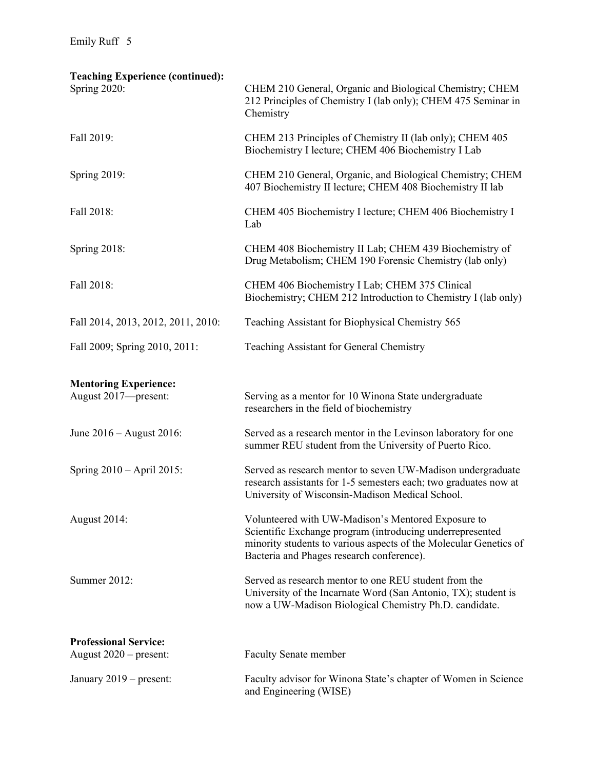**Teaching Experience (continued):**

Spring 2020: CHEM 210 General, Organic and Biological Chemistry; CHEM 212 Principles of Chemistry I (lab only); CHEM 475 Seminar in Chemistry

Fall 2019: CHEM 213 Principles of Chemistry II (lab only); CHEM 405 Biochemistry I lecture; CHEM 406 Biochemistry I Lab

Spring 2019: CHEM 210 General, Organic, and Biological Chemistry; CHEM 407 Biochemistry II lecture; CHEM 408 Biochemistry II lab

Fall 2018: CHEM 405 Biochemistry I lecture; CHEM 406 Biochemistry I Lab

Spring 2018: CHEM 408 Biochemistry II Lab; CHEM 439 Biochemistry of Drug Metabolism; CHEM 190 Forensic Chemistry (lab only)

Fall 2018: CHEM 406 Biochemistry I Lab; CHEM 375 Clinical Biochemistry; CHEM 212 Introduction to Chemistry I (lab only)

Fall 2014, 2013, 2012, 2011, 2010: Teaching Assistant for Biophysical Chemistry 565

Fall 2009; Spring 2010, 2011: Teaching Assistant for General Chemistry

**Mentoring Experience:**

August 2017—present: Serving as a mentor for 10 Winona State undergraduate researchers in the field of biochemistry

June 2016 – August 2016: Served as a research mentor in the Levinson laboratory for one summer REU student from the University of Puerto Rico.

Spring 2010 – April 2015: Served as research mentor to seven UW-Madison undergraduate research assistants for 1-5 semesters each; two graduates now at University of Wisconsin-Madison Medical School.

August 2014: Volunteered with UW-Madison's Mentored Exposure to Scientific Exchange program (introducing underrepresented minority students to various aspects of the Molecular Genetics of Bacteria and Phages research conference).

Summer 2012: Served as research mentor to one REU student from the University of the Incarnate Word (San Antonio, TX); student is now a UW-Madison Biological Chemistry Ph.D. candidate.

**Professional Service:**

August 2020 – present: Faculty Senate member

January 2019 – present: Faculty advisor for Winona State's chapter of Women in Science and Engineering (WISE)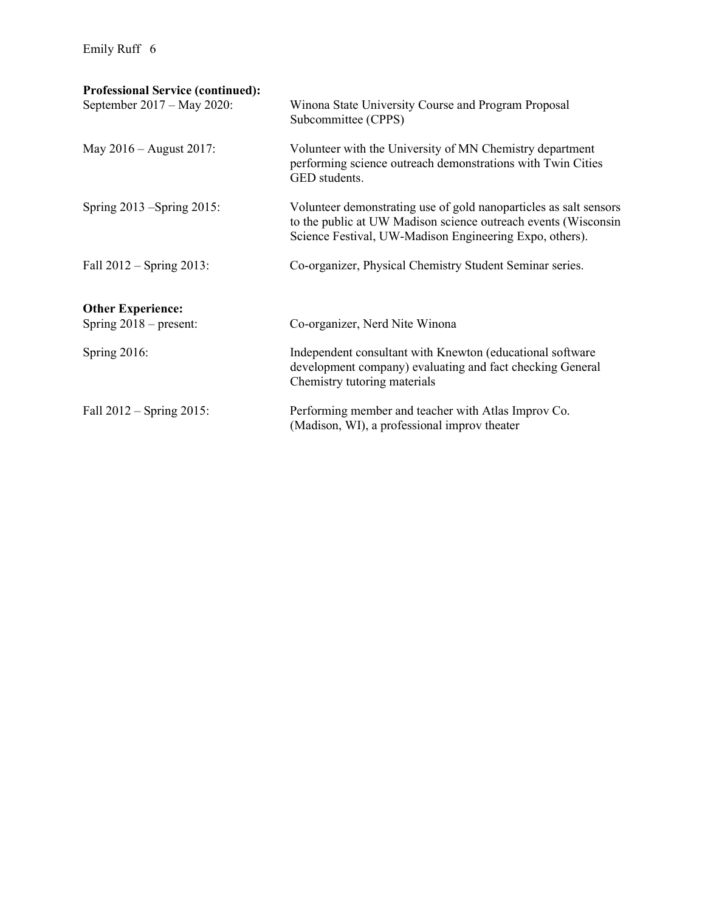**Professional Service (continued):**

September 2017 – May 2020: Winona State University Course and Program Proposal Subcommittee (CPPS)

May 2016 – August 2017: Volunteer with the University of MN Chemistry department performing science outreach demonstrations with Twin Cities GED students.

Spring 2013 –Spring 2015: Volunteer demonstrating use of gold nanoparticles as salt sensors to the public at UW Madison science outreach events (Wisconsin Science Festival, UW-Madison Engineering Expo, others).

Fall 2012 – Spring 2013: Co-organizer, Physical Chemistry Student Seminar series.

**Other Experience:**

Spring 2018 – present: Co-organizer, Nerd Nite Winona

Spring 2016: Independent consultant with Knewton (educational software development company) evaluating and fact checking General Chemistry tutoring materials

Fall 2012 – Spring 2015: Performing member and teacher with Atlas Improv Co. (Madison, WI), a professional improv theater